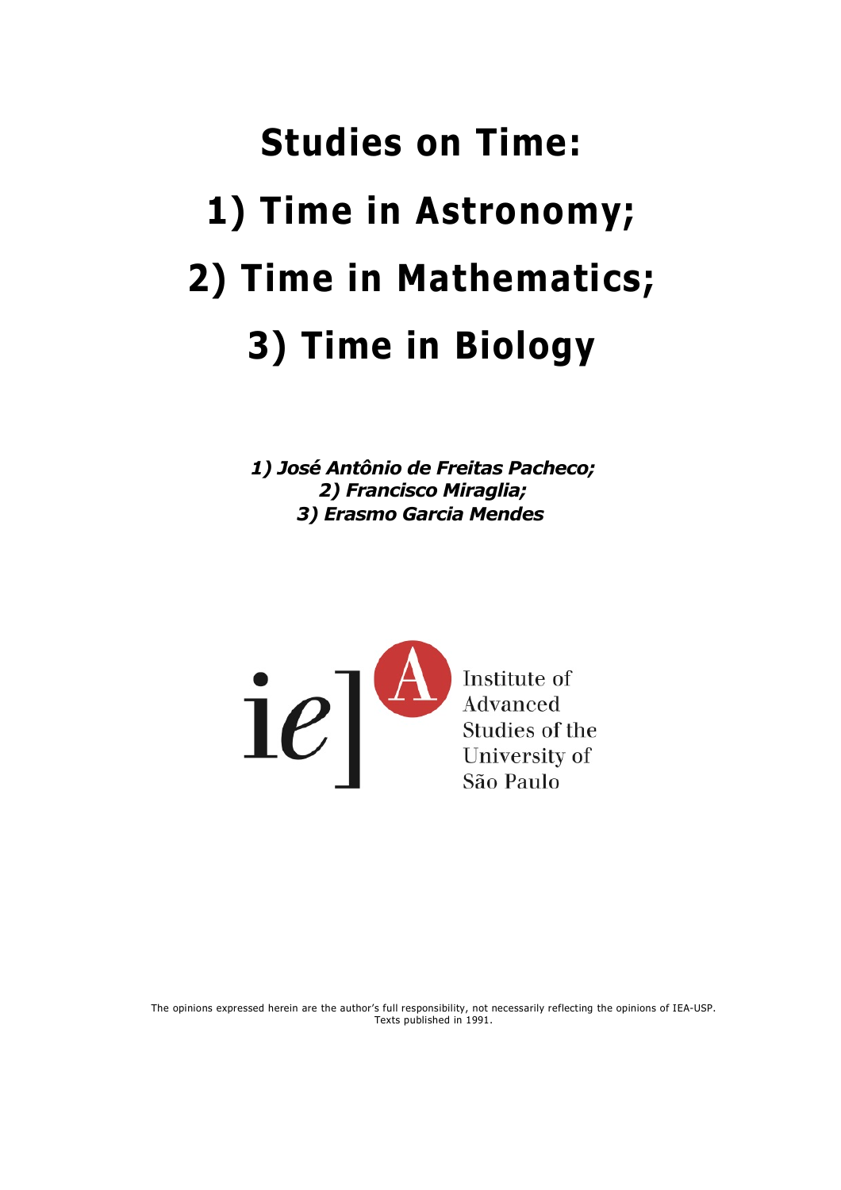# Studies on Time:

# 1) Time in Astronomy;

# 2) Time in Mathematics;

# 3) Time in Biology

***1) José Antônio de Freitas Pacheco;***
***2) Francisco Miraglia;***
***3) Erasmo Garcia Mendes***

ie]A Institute of Advanced Studies of the University of São Paulo

The opinions expressed herein are the author's full responsibility, not necessarily reflecting the opinions of IEA-USP.
Texts published in 1991.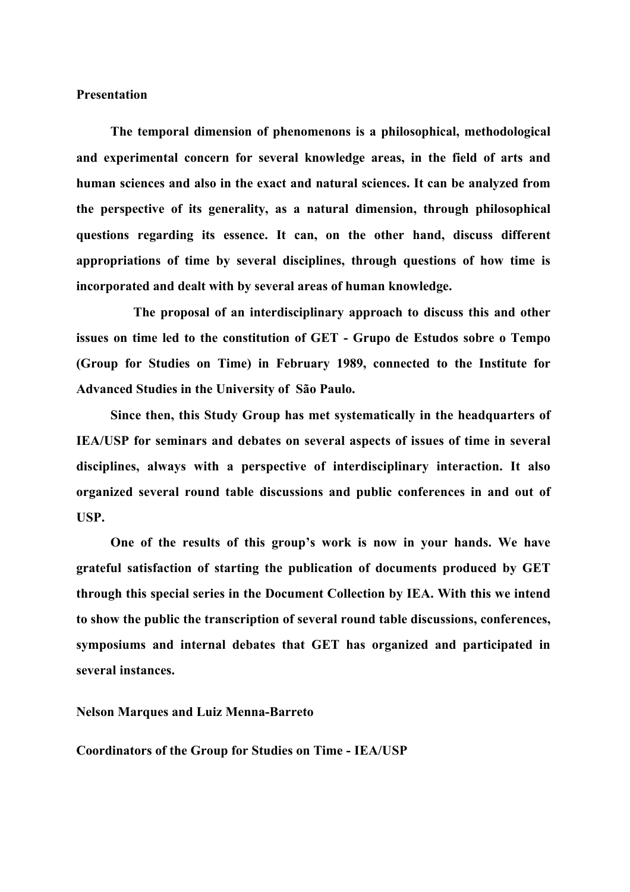**Presentation**

**The temporal dimension of phenomenons is a philosophical, methodological and experimental concern for several knowledge areas, in the field of arts and human sciences and also in the exact and natural sciences. It can be analyzed from the perspective of its generality, as a natural dimension, through philosophical questions regarding its essence. It can, on the other hand, discuss different appropriations of time by several disciplines, through questions of how time is incorporated and dealt with by several areas of human knowledge.**

**The proposal of an interdisciplinary approach to discuss this and other issues on time led to the constitution of GET - Grupo de Estudos sobre o Tempo (Group for Studies on Time) in February 1989, connected to the Institute for Advanced Studies in the University of São Paulo.**

**Since then, this Study Group has met systematically in the headquarters of IEA/USP for seminars and debates on several aspects of issues of time in several disciplines, always with a perspective of interdisciplinary interaction. It also organized several round table discussions and public conferences in and out of USP.**

**One of the results of this group's work is now in your hands. We have grateful satisfaction of starting the publication of documents produced by GET through this special series in the Document Collection by IEA. With this we intend to show the public the transcription of several round table discussions, conferences, symposiums and internal debates that GET has organized and participated in several instances.**

**Nelson Marques and Luiz Menna-Barreto**

**Coordinators of the Group for Studies on Time - IEA/USP**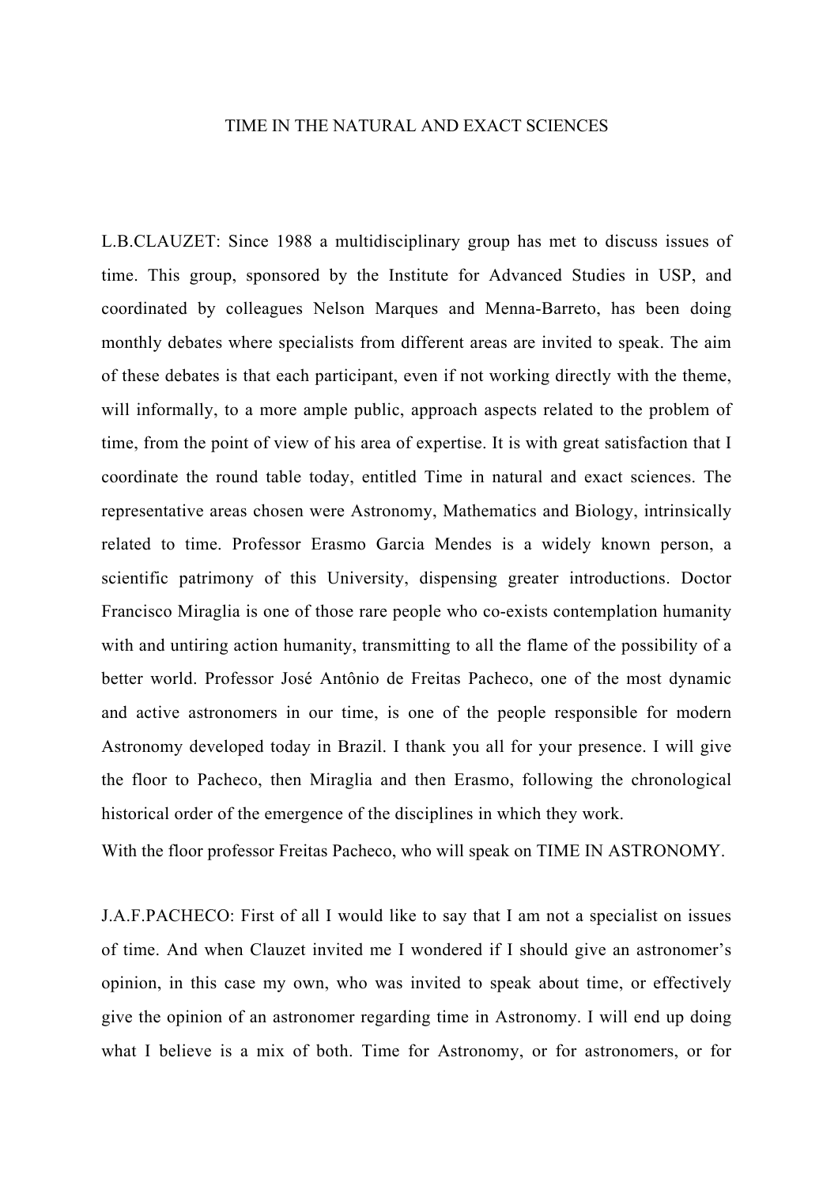# TIME IN THE NATURAL AND EXACT SCIENCES

L.B.CLAUZET: Since 1988 a multidisciplinary group has met to discuss issues of time. This group, sponsored by the Institute for Advanced Studies in USP, and coordinated by colleagues Nelson Marques and Menna-Barreto, has been doing monthly debates where specialists from different areas are invited to speak. The aim of these debates is that each participant, even if not working directly with the theme, will informally, to a more ample public, approach aspects related to the problem of time, from the point of view of his area of expertise. It is with great satisfaction that I coordinate the round table today, entitled Time in natural and exact sciences. The representative areas chosen were Astronomy, Mathematics and Biology, intrinsically related to time. Professor Erasmo Garcia Mendes is a widely known person, a scientific patrimony of this University, dispensing greater introductions. Doctor Francisco Miraglia is one of those rare people who co-exists contemplation humanity with and untiring action humanity, transmitting to all the flame of the possibility of a better world. Professor José Antônio de Freitas Pacheco, one of the most dynamic and active astronomers in our time, is one of the people responsible for modern Astronomy developed today in Brazil. I thank you all for your presence. I will give the floor to Pacheco, then Miraglia and then Erasmo, following the chronological historical order of the emergence of the disciplines in which they work.

With the floor professor Freitas Pacheco, who will speak on TIME IN ASTRONOMY.

J.A.F.PACHECO: First of all I would like to say that I am not a specialist on issues of time. And when Clauzet invited me I wondered if I should give an astronomer's opinion, in this case my own, who was invited to speak about time, or effectively give the opinion of an astronomer regarding time in Astronomy. I will end up doing what I believe is a mix of both. Time for Astronomy, or for astronomers, or for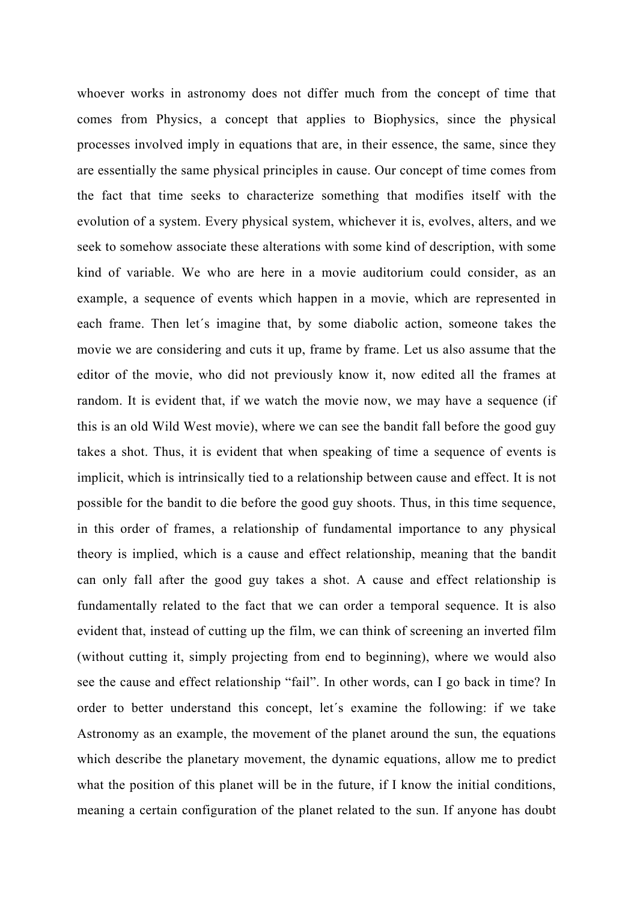whoever works in astronomy does not differ much from the concept of time that comes from Physics, a concept that applies to Biophysics, since the physical processes involved imply in equations that are, in their essence, the same, since they are essentially the same physical principles in cause. Our concept of time comes from the fact that time seeks to characterize something that modifies itself with the evolution of a system. Every physical system, whichever it is, evolves, alters, and we seek to somehow associate these alterations with some kind of description, with some kind of variable. We who are here in a movie auditorium could consider, as an example, a sequence of events which happen in a movie, which are represented in each frame. Then let´s imagine that, by some diabolic action, someone takes the movie we are considering and cuts it up, frame by frame. Let us also assume that the editor of the movie, who did not previously know it, now edited all the frames at random. It is evident that, if we watch the movie now, we may have a sequence (if this is an old Wild West movie), where we can see the bandit fall before the good guy takes a shot. Thus, it is evident that when speaking of time a sequence of events is implicit, which is intrinsically tied to a relationship between cause and effect. It is not possible for the bandit to die before the good guy shoots. Thus, in this time sequence, in this order of frames, a relationship of fundamental importance to any physical theory is implied, which is a cause and effect relationship, meaning that the bandit can only fall after the good guy takes a shot. A cause and effect relationship is fundamentally related to the fact that we can order a temporal sequence. It is also evident that, instead of cutting up the film, we can think of screening an inverted film (without cutting it, simply projecting from end to beginning), where we would also see the cause and effect relationship "fail". In other words, can I go back in time? In order to better understand this concept, let´s examine the following: if we take Astronomy as an example, the movement of the planet around the sun, the equations which describe the planetary movement, the dynamic equations, allow me to predict what the position of this planet will be in the future, if I know the initial conditions, meaning a certain configuration of the planet related to the sun. If anyone has doubt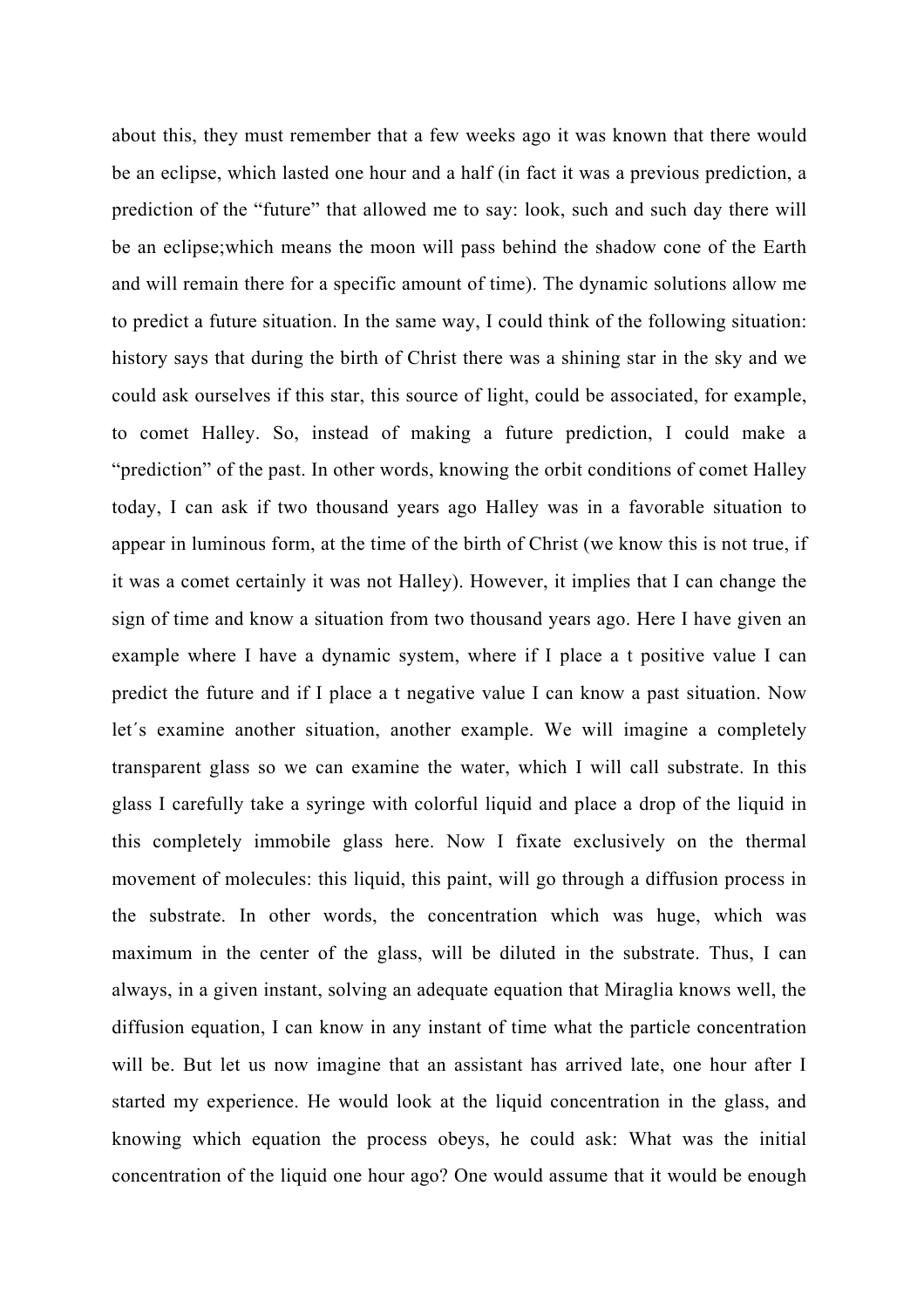about this, they must remember that a few weeks ago it was known that there would be an eclipse, which lasted one hour and a half (in fact it was a previous prediction, a prediction of the "future" that allowed me to say: look, such and such day there will be an eclipse;which means the moon will pass behind the shadow cone of the Earth and will remain there for a specific amount of time). The dynamic solutions allow me to predict a future situation. In the same way, I could think of the following situation: history says that during the birth of Christ there was a shining star in the sky and we could ask ourselves if this star, this source of light, could be associated, for example, to comet Halley. So, instead of making a future prediction, I could make a "prediction" of the past. In other words, knowing the orbit conditions of comet Halley today, I can ask if two thousand years ago Halley was in a favorable situation to appear in luminous form, at the time of the birth of Christ (we know this is not true, if it was a comet certainly it was not Halley). However, it implies that I can change the sign of time and know a situation from two thousand years ago. Here I have given an example where I have a dynamic system, where if I place a t positive value I can predict the future and if I place a t negative value I can know a past situation. Now let´s examine another situation, another example. We will imagine a completely transparent glass so we can examine the water, which I will call substrate. In this glass I carefully take a syringe with colorful liquid and place a drop of the liquid in this completely immobile glass here. Now I fixate exclusively on the thermal movement of molecules: this liquid, this paint, will go through a diffusion process in the substrate. In other words, the concentration which was huge, which was maximum in the center of the glass, will be diluted in the substrate. Thus, I can always, in a given instant, solving an adequate equation that Miraglia knows well, the diffusion equation, I can know in any instant of time what the particle concentration will be. But let us now imagine that an assistant has arrived late, one hour after I started my experience. He would look at the liquid concentration in the glass, and knowing which equation the process obeys, he could ask: What was the initial concentration of the liquid one hour ago? One would assume that it would be enough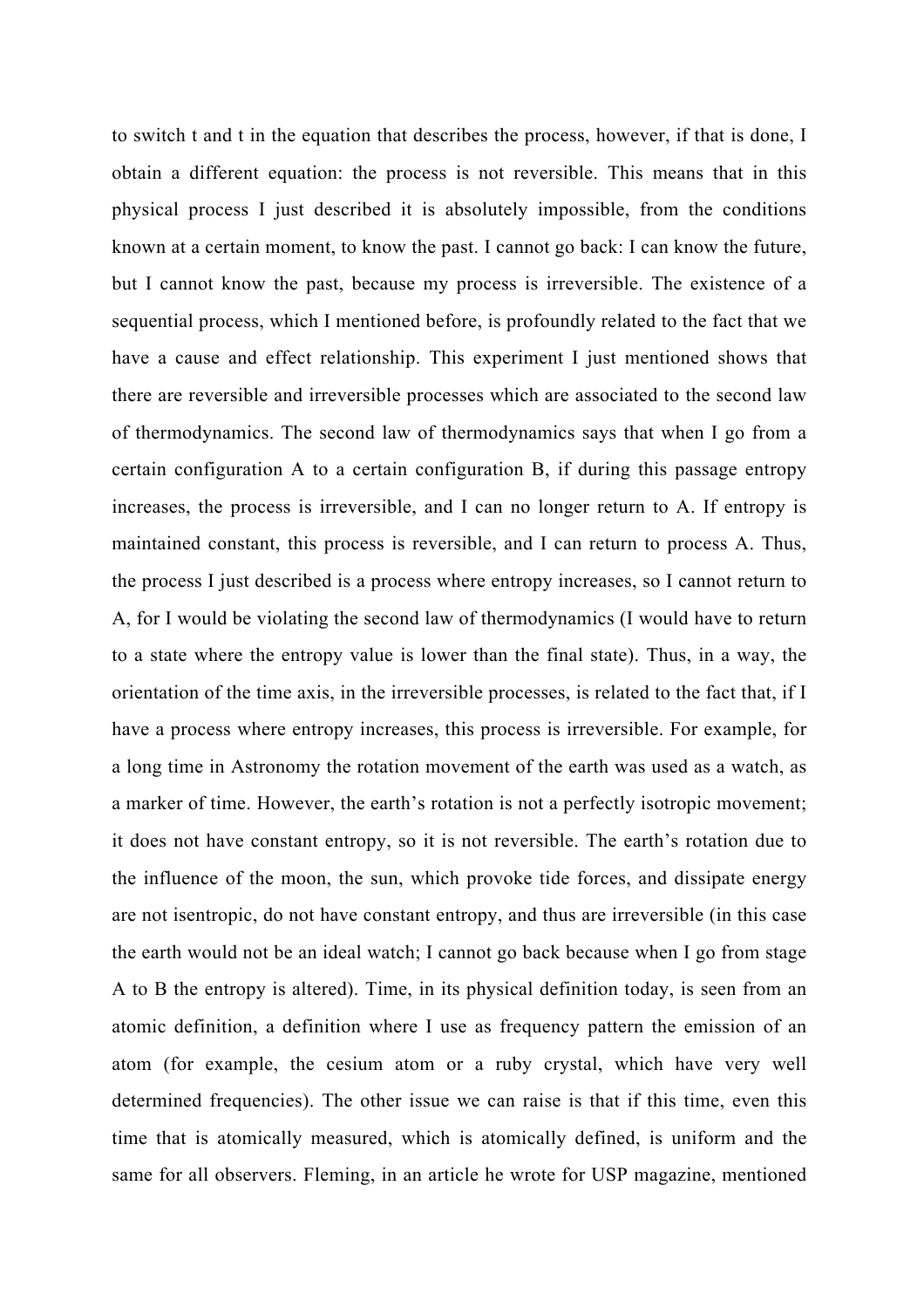to switch t and t in the equation that describes the process, however, if that is done, I obtain a different equation: the process is not reversible. This means that in this physical process I just described it is absolutely impossible, from the conditions known at a certain moment, to know the past. I cannot go back: I can know the future, but I cannot know the past, because my process is irreversible. The existence of a sequential process, which I mentioned before, is profoundly related to the fact that we have a cause and effect relationship. This experiment I just mentioned shows that there are reversible and irreversible processes which are associated to the second law of thermodynamics. The second law of thermodynamics says that when I go from a certain configuration A to a certain configuration B, if during this passage entropy increases, the process is irreversible, and I can no longer return to A. If entropy is maintained constant, this process is reversible, and I can return to process A. Thus, the process I just described is a process where entropy increases, so I cannot return to A, for I would be violating the second law of thermodynamics (I would have to return to a state where the entropy value is lower than the final state). Thus, in a way, the orientation of the time axis, in the irreversible processes, is related to the fact that, if I have a process where entropy increases, this process is irreversible. For example, for a long time in Astronomy the rotation movement of the earth was used as a watch, as a marker of time. However, the earth's rotation is not a perfectly isotropic movement; it does not have constant entropy, so it is not reversible. The earth's rotation due to the influence of the moon, the sun, which provoke tide forces, and dissipate energy are not isentropic, do not have constant entropy, and thus are irreversible (in this case the earth would not be an ideal watch; I cannot go back because when I go from stage A to B the entropy is altered). Time, in its physical definition today, is seen from an atomic definition, a definition where I use as frequency pattern the emission of an atom (for example, the cesium atom or a ruby crystal, which have very well determined frequencies). The other issue we can raise is that if this time, even this time that is atomically measured, which is atomically defined, is uniform and the same for all observers. Fleming, in an article he wrote for USP magazine, mentioned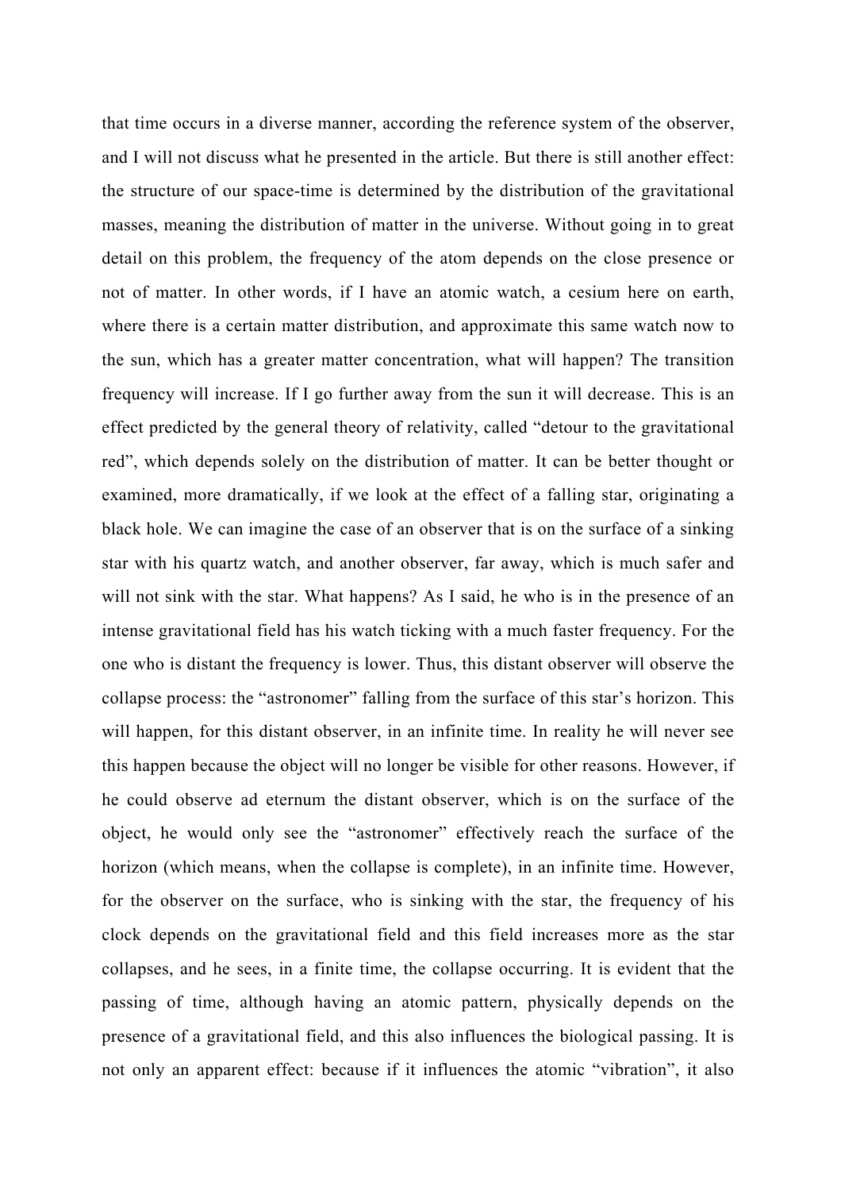that time occurs in a diverse manner, according the reference system of the observer, and I will not discuss what he presented in the article. But there is still another effect: the structure of our space-time is determined by the distribution of the gravitational masses, meaning the distribution of matter in the universe. Without going in to great detail on this problem, the frequency of the atom depends on the close presence or not of matter. In other words, if I have an atomic watch, a cesium here on earth, where there is a certain matter distribution, and approximate this same watch now to the sun, which has a greater matter concentration, what will happen? The transition frequency will increase. If I go further away from the sun it will decrease. This is an effect predicted by the general theory of relativity, called "detour to the gravitational red", which depends solely on the distribution of matter. It can be better thought or examined, more dramatically, if we look at the effect of a falling star, originating a black hole. We can imagine the case of an observer that is on the surface of a sinking star with his quartz watch, and another observer, far away, which is much safer and will not sink with the star. What happens? As I said, he who is in the presence of an intense gravitational field has his watch ticking with a much faster frequency. For the one who is distant the frequency is lower. Thus, this distant observer will observe the collapse process: the "astronomer" falling from the surface of this star's horizon. This will happen, for this distant observer, in an infinite time. In reality he will never see this happen because the object will no longer be visible for other reasons. However, if he could observe ad eternum the distant observer, which is on the surface of the object, he would only see the "astronomer" effectively reach the surface of the horizon (which means, when the collapse is complete), in an infinite time. However, for the observer on the surface, who is sinking with the star, the frequency of his clock depends on the gravitational field and this field increases more as the star collapses, and he sees, in a finite time, the collapse occurring. It is evident that the passing of time, although having an atomic pattern, physically depends on the presence of a gravitational field, and this also influences the biological passing. It is not only an apparent effect: because if it influences the atomic "vibration", it also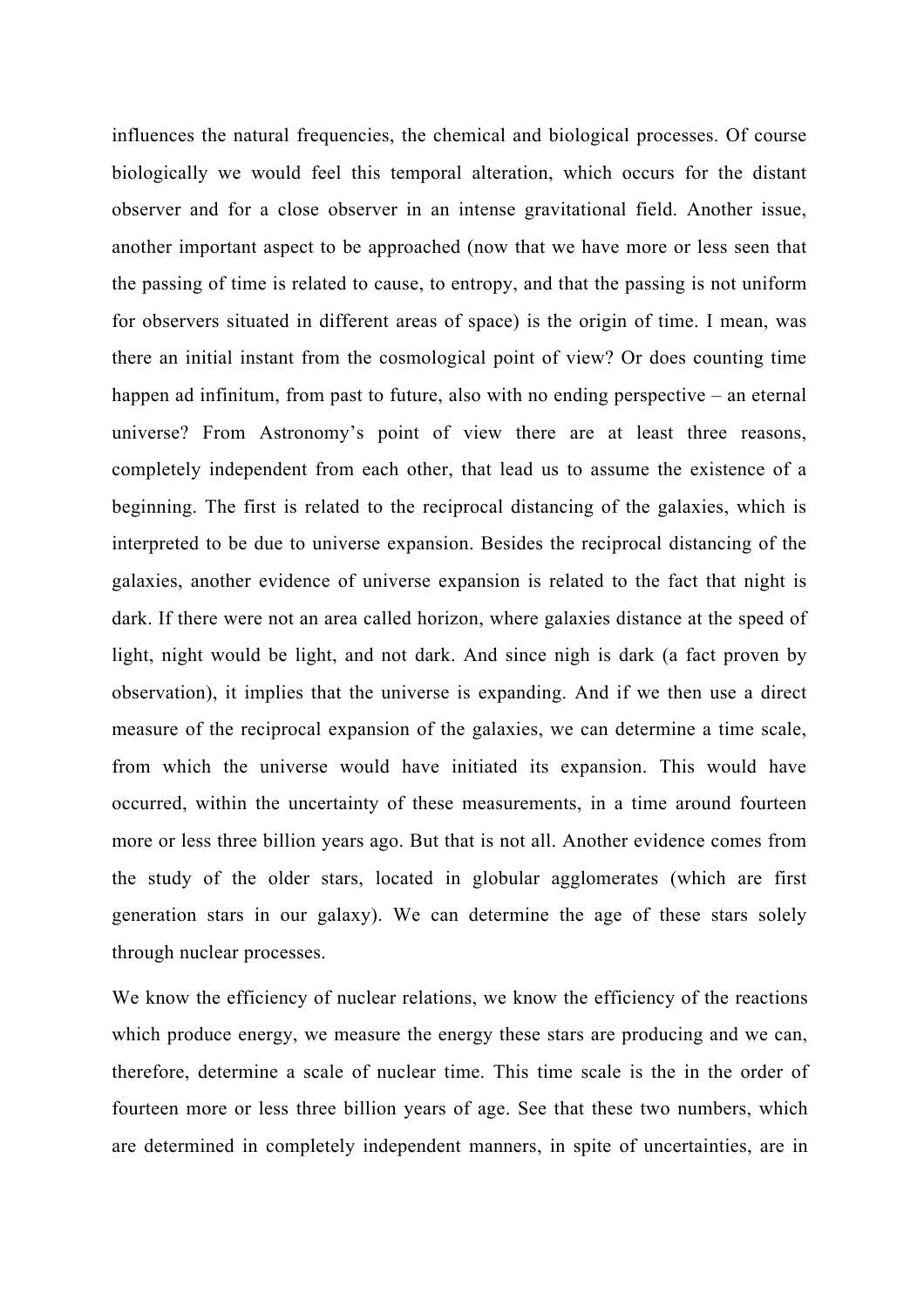influences the natural frequencies, the chemical and biological processes. Of course biologically we would feel this temporal alteration, which occurs for the distant observer and for a close observer in an intense gravitational field. Another issue, another important aspect to be approached (now that we have more or less seen that the passing of time is related to cause, to entropy, and that the passing is not uniform for observers situated in different areas of space) is the origin of time. I mean, was there an initial instant from the cosmological point of view? Or does counting time happen ad infinitum, from past to future, also with no ending perspective – an eternal universe? From Astronomy's point of view there are at least three reasons, completely independent from each other, that lead us to assume the existence of a beginning. The first is related to the reciprocal distancing of the galaxies, which is interpreted to be due to universe expansion. Besides the reciprocal distancing of the galaxies, another evidence of universe expansion is related to the fact that night is dark. If there were not an area called horizon, where galaxies distance at the speed of light, night would be light, and not dark. And since nigh is dark (a fact proven by observation), it implies that the universe is expanding. And if we then use a direct measure of the reciprocal expansion of the galaxies, we can determine a time scale, from which the universe would have initiated its expansion. This would have occurred, within the uncertainty of these measurements, in a time around fourteen more or less three billion years ago. But that is not all. Another evidence comes from the study of the older stars, located in globular agglomerates (which are first generation stars in our galaxy). We can determine the age of these stars solely through nuclear processes.

We know the efficiency of nuclear relations, we know the efficiency of the reactions which produce energy, we measure the energy these stars are producing and we can, therefore, determine a scale of nuclear time. This time scale is the in the order of fourteen more or less three billion years of age. See that these two numbers, which are determined in completely independent manners, in spite of uncertainties, are in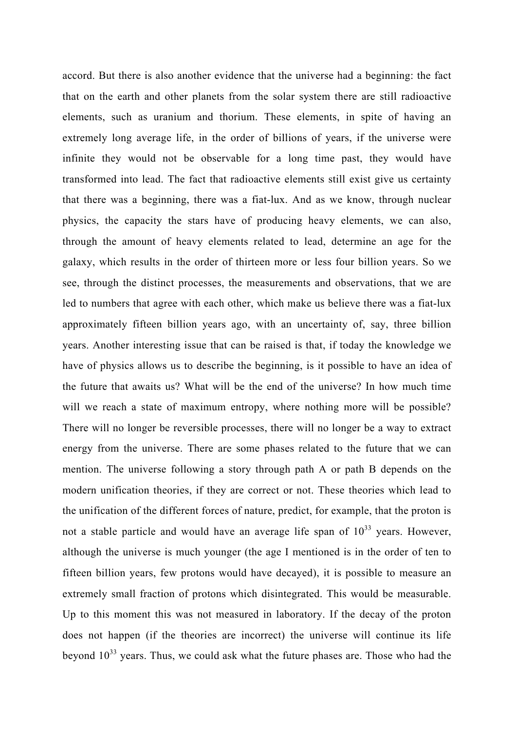accord. But there is also another evidence that the universe had a beginning: the fact that on the earth and other planets from the solar system there are still radioactive elements, such as uranium and thorium. These elements, in spite of having an extremely long average life, in the order of billions of years, if the universe were infinite they would not be observable for a long time past, they would have transformed into lead. The fact that radioactive elements still exist give us certainty that there was a beginning, there was a fiat-lux. And as we know, through nuclear physics, the capacity the stars have of producing heavy elements, we can also, through the amount of heavy elements related to lead, determine an age for the galaxy, which results in the order of thirteen more or less four billion years. So we see, through the distinct processes, the measurements and observations, that we are led to numbers that agree with each other, which make us believe there was a fiat-lux approximately fifteen billion years ago, with an uncertainty of, say, three billion years. Another interesting issue that can be raised is that, if today the knowledge we have of physics allows us to describe the beginning, is it possible to have an idea of the future that awaits us? What will be the end of the universe? In how much time will we reach a state of maximum entropy, where nothing more will be possible? There will no longer be reversible processes, there will no longer be a way to extract energy from the universe. There are some phases related to the future that we can mention. The universe following a story through path A or path B depends on the modern unification theories, if they are correct or not. These theories which lead to the unification of the different forces of nature, predict, for example, that the proton is not a stable particle and would have an average life span of $10^{33}$ years. However, although the universe is much younger (the age I mentioned is in the order of ten to fifteen billion years, few protons would have decayed), it is possible to measure an extremely small fraction of protons which disintegrated. This would be measurable. Up to this moment this was not measured in laboratory. If the decay of the proton does not happen (if the theories are incorrect) the universe will continue its life beyond $10^{33}$ years. Thus, we could ask what the future phases are. Those who had the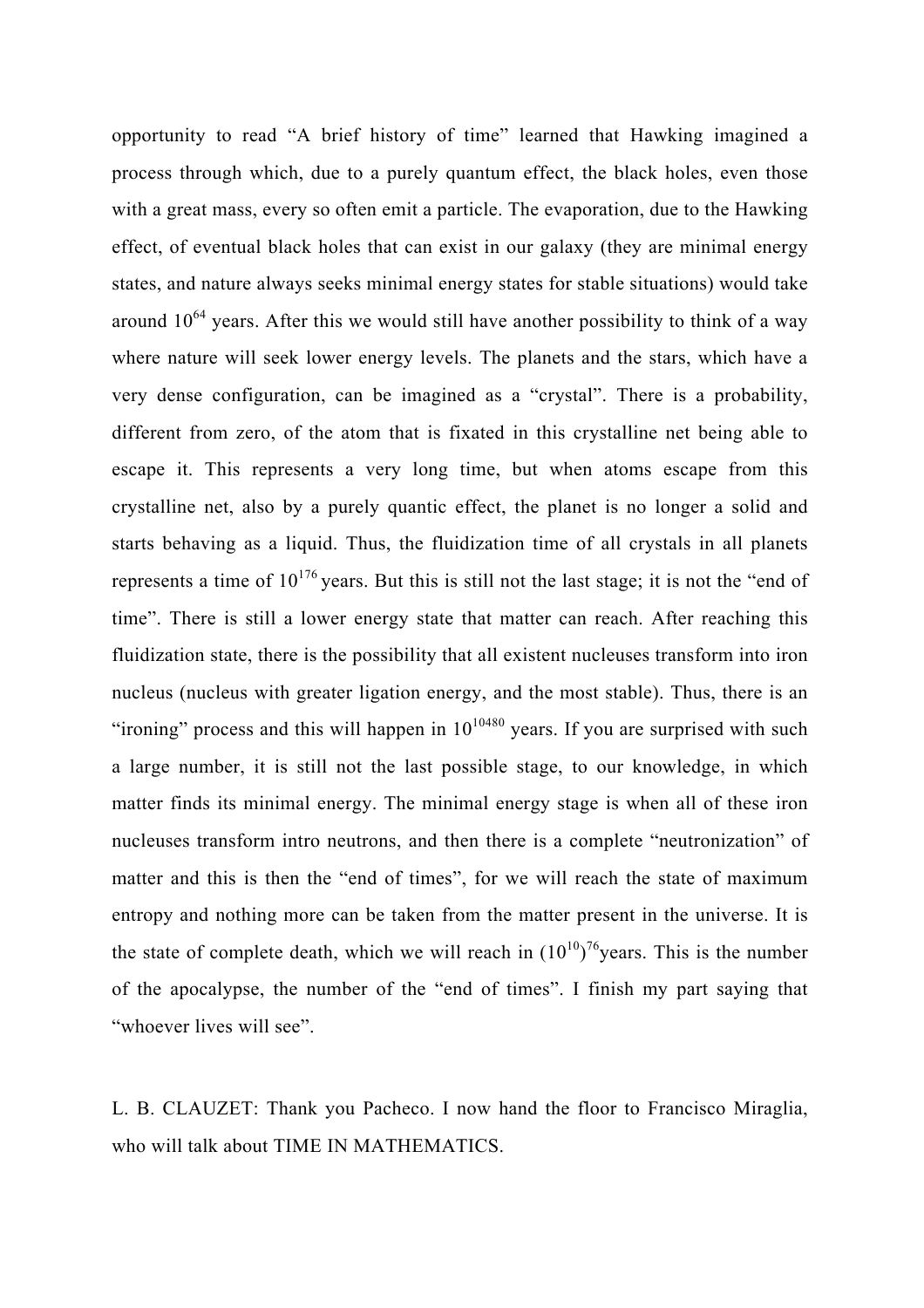opportunity to read “A brief history of time” learned that Hawking imagined a process through which, due to a purely quantum effect, the black holes, even those with a great mass, every so often emit a particle. The evaporation, due to the Hawking effect, of eventual black holes that can exist in our galaxy (they are minimal energy states, and nature always seeks minimal energy states for stable situations) would take around $10^{64}$ years. After this we would still have another possibility to think of a way where nature will seek lower energy levels. The planets and the stars, which have a very dense configuration, can be imagined as a “crystal”. There is a probability, different from zero, of the atom that is fixated in this crystalline net being able to escape it. This represents a very long time, but when atoms escape from this crystalline net, also by a purely quantic effect, the planet is no longer a solid and starts behaving as a liquid. Thus, the fluidization time of all crystals in all planets represents a time of $10^{176}$ years. But this is still not the last stage; it is not the “end of time”. There is still a lower energy state that matter can reach. After reaching this fluidization state, there is the possibility that all existent nucleuses transform into iron nucleus (nucleus with greater ligation energy, and the most stable). Thus, there is an “ironing” process and this will happen in $10^{10480}$ years. If you are surprised with such a large number, it is still not the last possible stage, to our knowledge, in which matter finds its minimal energy. The minimal energy stage is when all of these iron nucleuses transform intro neutrons, and then there is a complete “neutronization” of matter and this is then the “end of times”, for we will reach the state of maximum entropy and nothing more can be taken from the matter present in the universe. It is the state of complete death, which we will reach in $(10^{10})^{76}$years. This is the number of the apocalypse, the number of the “end of times”. I finish my part saying that “whoever lives will see”.

L. B. CLAUZET: Thank you Pacheco. I now hand the floor to Francisco Miraglia, who will talk about TIME IN MATHEMATICS.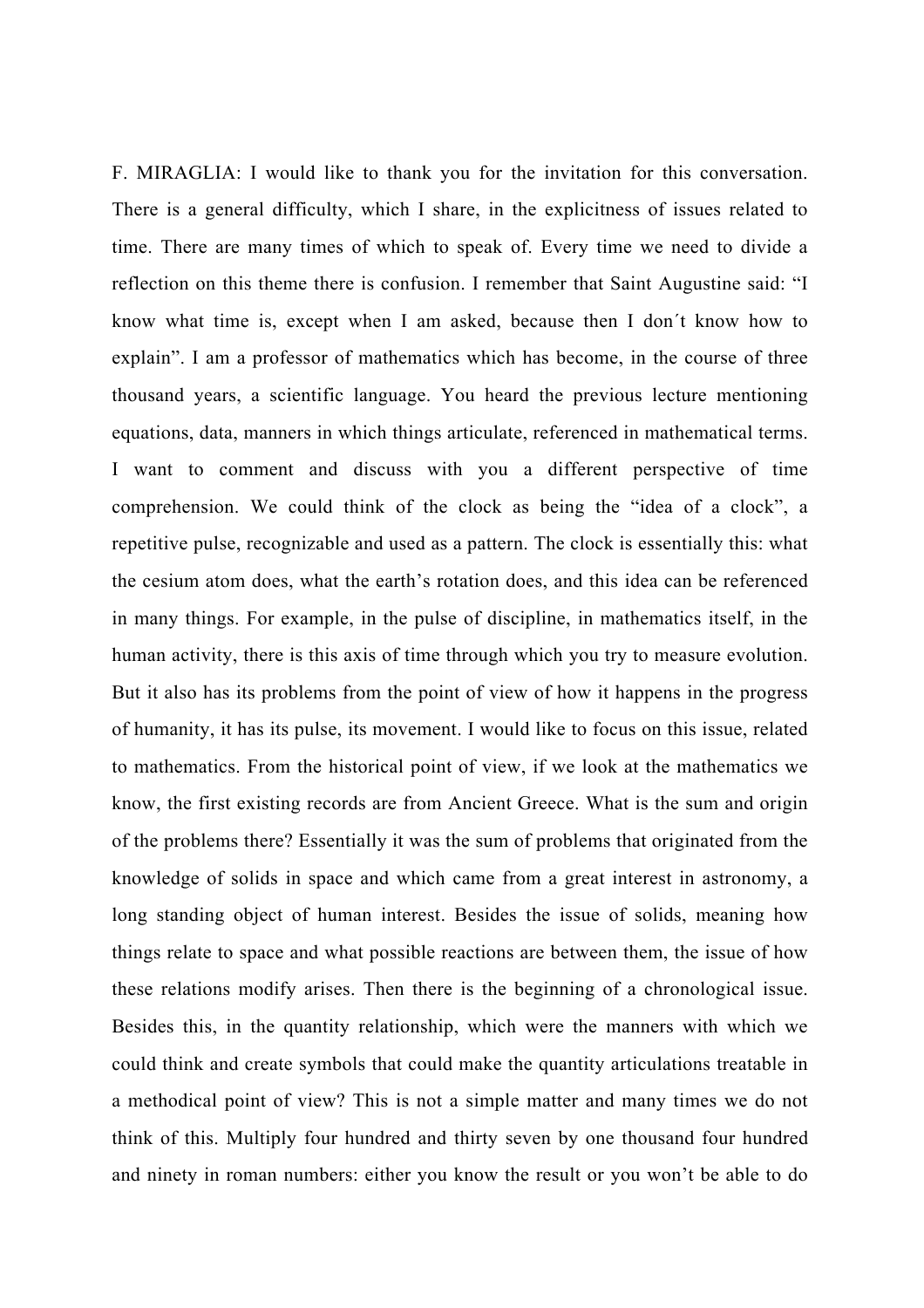F. MIRAGLIA: I would like to thank you for the invitation for this conversation. There is a general difficulty, which I share, in the explicitness of issues related to time. There are many times of which to speak of. Every time we need to divide a reflection on this theme there is confusion. I remember that Saint Augustine said: “I know what time is, except when I am asked, because then I don´t know how to explain”. I am a professor of mathematics which has become, in the course of three thousand years, a scientific language. You heard the previous lecture mentioning equations, data, manners in which things articulate, referenced in mathematical terms. I want to comment and discuss with you a different perspective of time comprehension. We could think of the clock as being the “idea of a clock”, a repetitive pulse, recognizable and used as a pattern. The clock is essentially this: what the cesium atom does, what the earth’s rotation does, and this idea can be referenced in many things. For example, in the pulse of discipline, in mathematics itself, in the human activity, there is this axis of time through which you try to measure evolution. But it also has its problems from the point of view of how it happens in the progress of humanity, it has its pulse, its movement. I would like to focus on this issue, related to mathematics. From the historical point of view, if we look at the mathematics we know, the first existing records are from Ancient Greece. What is the sum and origin of the problems there? Essentially it was the sum of problems that originated from the knowledge of solids in space and which came from a great interest in astronomy, a long standing object of human interest. Besides the issue of solids, meaning how things relate to space and what possible reactions are between them, the issue of how these relations modify arises. Then there is the beginning of a chronological issue. Besides this, in the quantity relationship, which were the manners with which we could think and create symbols that could make the quantity articulations treatable in a methodical point of view? This is not a simple matter and many times we do not think of this. Multiply four hundred and thirty seven by one thousand four hundred and ninety in roman numbers: either you know the result or you won’t be able to do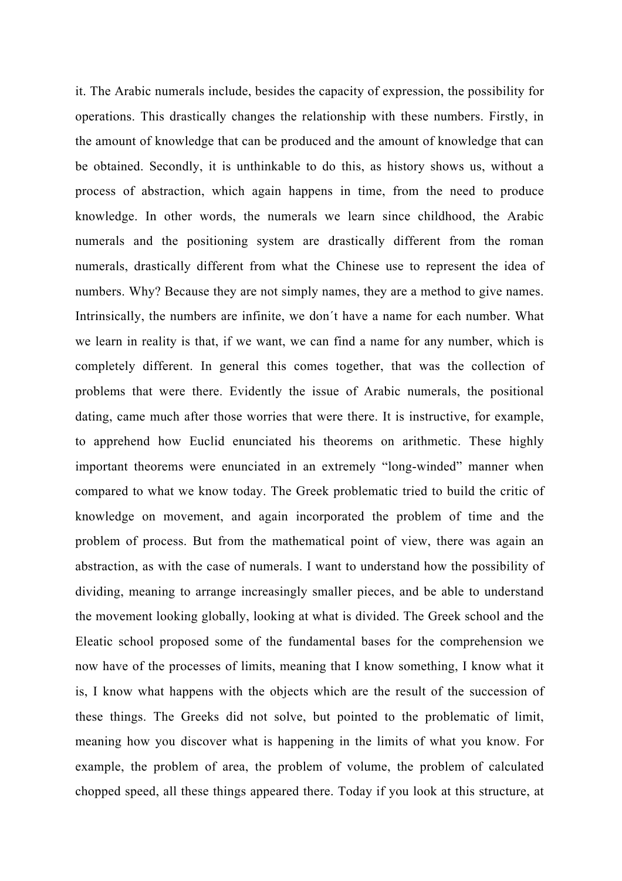it. The Arabic numerals include, besides the capacity of expression, the possibility for operations. This drastically changes the relationship with these numbers. Firstly, in the amount of knowledge that can be produced and the amount of knowledge that can be obtained. Secondly, it is unthinkable to do this, as history shows us, without a process of abstraction, which again happens in time, from the need to produce knowledge. In other words, the numerals we learn since childhood, the Arabic numerals and the positioning system are drastically different from the roman numerals, drastically different from what the Chinese use to represent the idea of numbers. Why? Because they are not simply names, they are a method to give names. Intrinsically, the numbers are infinite, we don´t have a name for each number. What we learn in reality is that, if we want, we can find a name for any number, which is completely different. In general this comes together, that was the collection of problems that were there. Evidently the issue of Arabic numerals, the positional dating, came much after those worries that were there. It is instructive, for example, to apprehend how Euclid enunciated his theorems on arithmetic. These highly important theorems were enunciated in an extremely "long-winded" manner when compared to what we know today. The Greek problematic tried to build the critic of knowledge on movement, and again incorporated the problem of time and the problem of process. But from the mathematical point of view, there was again an abstraction, as with the case of numerals. I want to understand how the possibility of dividing, meaning to arrange increasingly smaller pieces, and be able to understand the movement looking globally, looking at what is divided. The Greek school and the Eleatic school proposed some of the fundamental bases for the comprehension we now have of the processes of limits, meaning that I know something, I know what it is, I know what happens with the objects which are the result of the succession of these things. The Greeks did not solve, but pointed to the problematic of limit, meaning how you discover what is happening in the limits of what you know. For example, the problem of area, the problem of volume, the problem of calculated chopped speed, all these things appeared there. Today if you look at this structure, at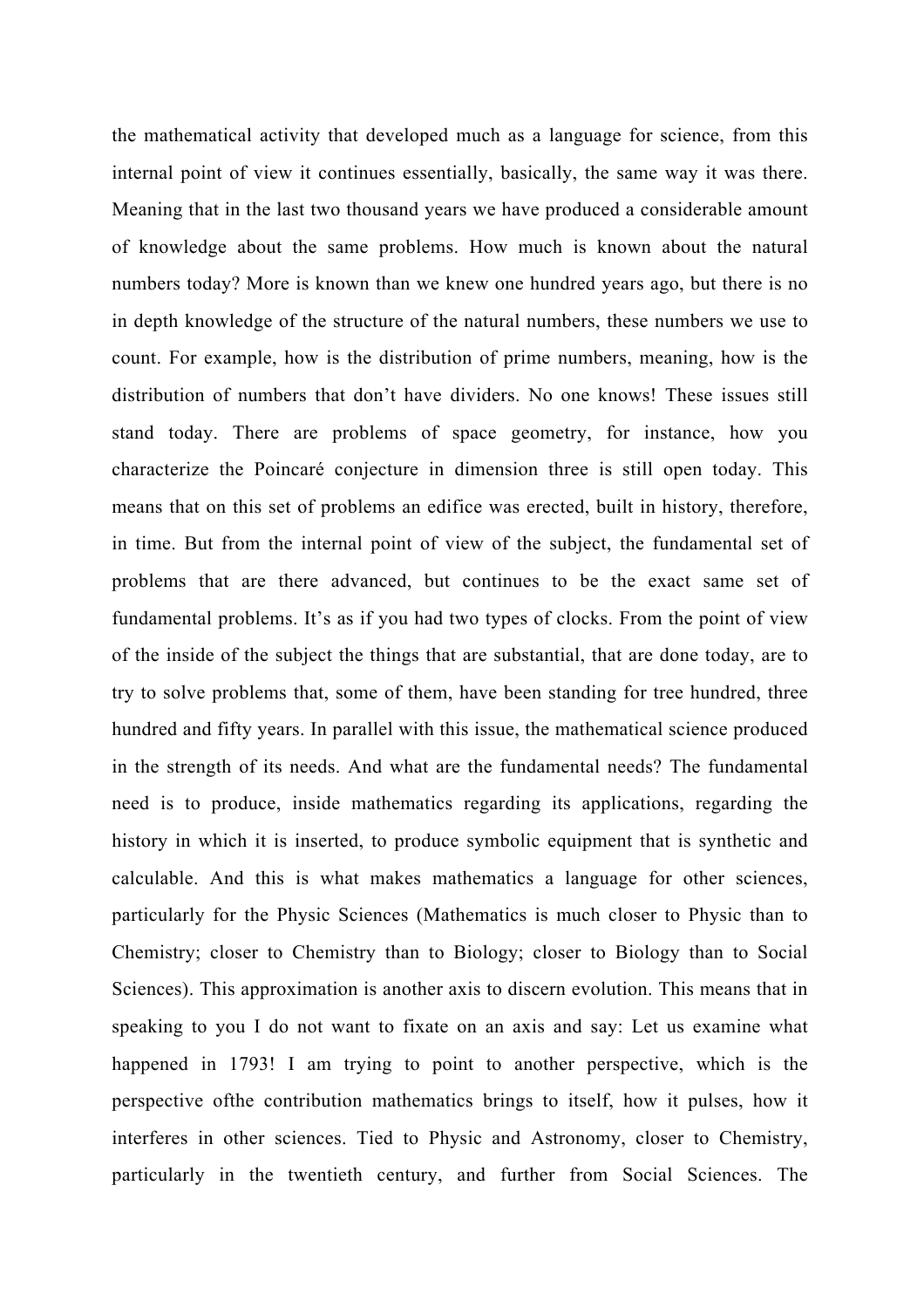the mathematical activity that developed much as a language for science, from this internal point of view it continues essentially, basically, the same way it was there. Meaning that in the last two thousand years we have produced a considerable amount of knowledge about the same problems. How much is known about the natural numbers today? More is known than we knew one hundred years ago, but there is no in depth knowledge of the structure of the natural numbers, these numbers we use to count. For example, how is the distribution of prime numbers, meaning, how is the distribution of numbers that don't have dividers. No one knows! These issues still stand today. There are problems of space geometry, for instance, how you characterize the Poincaré conjecture in dimension three is still open today. This means that on this set of problems an edifice was erected, built in history, therefore, in time. But from the internal point of view of the subject, the fundamental set of problems that are there advanced, but continues to be the exact same set of fundamental problems. It's as if you had two types of clocks. From the point of view of the inside of the subject the things that are substantial, that are done today, are to try to solve problems that, some of them, have been standing for tree hundred, three hundred and fifty years. In parallel with this issue, the mathematical science produced in the strength of its needs. And what are the fundamental needs? The fundamental need is to produce, inside mathematics regarding its applications, regarding the history in which it is inserted, to produce symbolic equipment that is synthetic and calculable. And this is what makes mathematics a language for other sciences, particularly for the Physic Sciences (Mathematics is much closer to Physic than to Chemistry; closer to Chemistry than to Biology; closer to Biology than to Social Sciences). This approximation is another axis to discern evolution. This means that in speaking to you I do not want to fixate on an axis and say: Let us examine what happened in 1793! I am trying to point to another perspective, which is the perspective ofthe contribution mathematics brings to itself, how it pulses, how it interferes in other sciences. Tied to Physic and Astronomy, closer to Chemistry, particularly in the twentieth century, and further from Social Sciences. The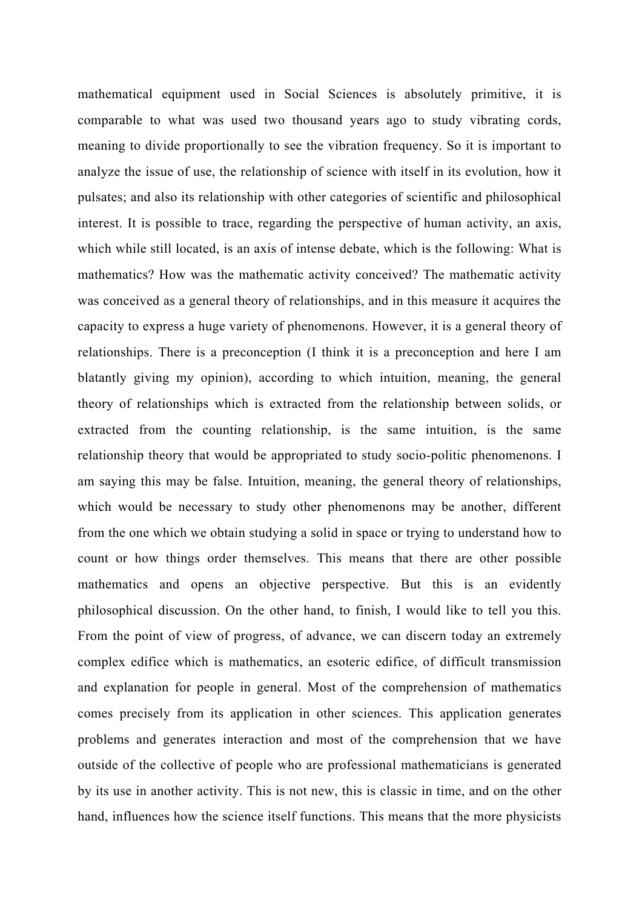mathematical equipment used in Social Sciences is absolutely primitive, it is comparable to what was used two thousand years ago to study vibrating cords, meaning to divide proportionally to see the vibration frequency. So it is important to analyze the issue of use, the relationship of science with itself in its evolution, how it pulsates; and also its relationship with other categories of scientific and philosophical interest. It is possible to trace, regarding the perspective of human activity, an axis, which while still located, is an axis of intense debate, which is the following: What is mathematics? How was the mathematic activity conceived? The mathematic activity was conceived as a general theory of relationships, and in this measure it acquires the capacity to express a huge variety of phenomenons. However, it is a general theory of relationships. There is a preconception (I think it is a preconception and here I am blatantly giving my opinion), according to which intuition, meaning, the general theory of relationships which is extracted from the relationship between solids, or extracted from the counting relationship, is the same intuition, is the same relationship theory that would be appropriated to study socio-politic phenomenons. I am saying this may be false. Intuition, meaning, the general theory of relationships, which would be necessary to study other phenomenons may be another, different from the one which we obtain studying a solid in space or trying to understand how to count or how things order themselves. This means that there are other possible mathematics and opens an objective perspective. But this is an evidently philosophical discussion. On the other hand, to finish, I would like to tell you this. From the point of view of progress, of advance, we can discern today an extremely complex edifice which is mathematics, an esoteric edifice, of difficult transmission and explanation for people in general. Most of the comprehension of mathematics comes precisely from its application in other sciences. This application generates problems and generates interaction and most of the comprehension that we have outside of the collective of people who are professional mathematicians is generated by its use in another activity. This is not new, this is classic in time, and on the other hand, influences how the science itself functions. This means that the more physicists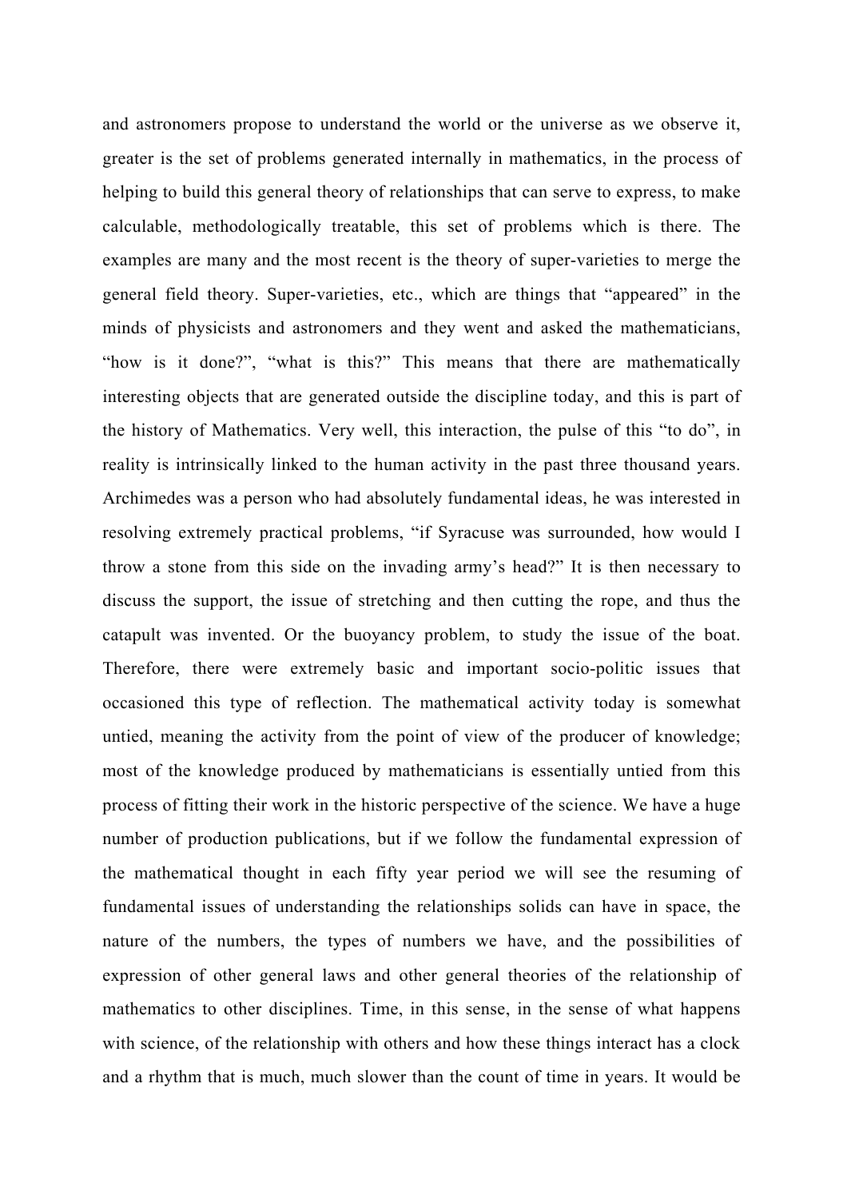and astronomers propose to understand the world or the universe as we observe it, greater is the set of problems generated internally in mathematics, in the process of helping to build this general theory of relationships that can serve to express, to make calculable, methodologically treatable, this set of problems which is there. The examples are many and the most recent is the theory of super-varieties to merge the general field theory. Super-varieties, etc., which are things that "appeared" in the minds of physicists and astronomers and they went and asked the mathematicians, "how is it done?", "what is this?" This means that there are mathematically interesting objects that are generated outside the discipline today, and this is part of the history of Mathematics. Very well, this interaction, the pulse of this "to do", in reality is intrinsically linked to the human activity in the past three thousand years. Archimedes was a person who had absolutely fundamental ideas, he was interested in resolving extremely practical problems, "if Syracuse was surrounded, how would I throw a stone from this side on the invading army's head?" It is then necessary to discuss the support, the issue of stretching and then cutting the rope, and thus the catapult was invented. Or the buoyancy problem, to study the issue of the boat. Therefore, there were extremely basic and important socio-politic issues that occasioned this type of reflection. The mathematical activity today is somewhat untied, meaning the activity from the point of view of the producer of knowledge; most of the knowledge produced by mathematicians is essentially untied from this process of fitting their work in the historic perspective of the science. We have a huge number of production publications, but if we follow the fundamental expression of the mathematical thought in each fifty year period we will see the resuming of fundamental issues of understanding the relationships solids can have in space, the nature of the numbers, the types of numbers we have, and the possibilities of expression of other general laws and other general theories of the relationship of mathematics to other disciplines. Time, in this sense, in the sense of what happens with science, of the relationship with others and how these things interact has a clock and a rhythm that is much, much slower than the count of time in years. It would be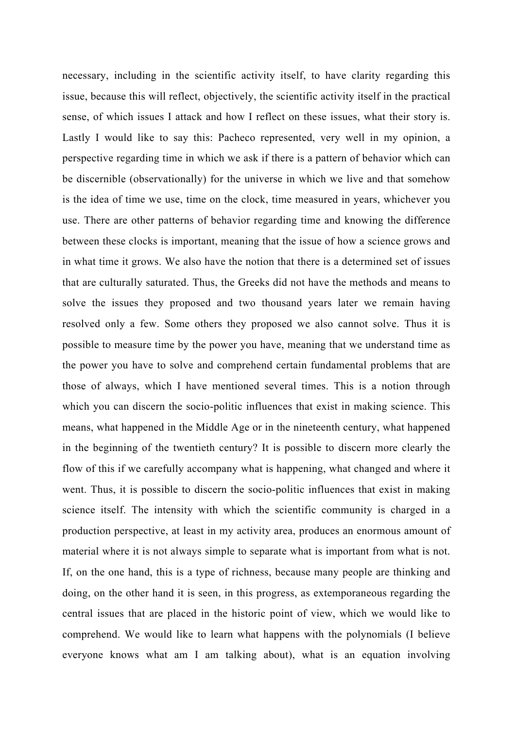necessary, including in the scientific activity itself, to have clarity regarding this issue, because this will reflect, objectively, the scientific activity itself in the practical sense, of which issues I attack and how I reflect on these issues, what their story is. Lastly I would like to say this: Pacheco represented, very well in my opinion, a perspective regarding time in which we ask if there is a pattern of behavior which can be discernible (observationally) for the universe in which we live and that somehow is the idea of time we use, time on the clock, time measured in years, whichever you use. There are other patterns of behavior regarding time and knowing the difference between these clocks is important, meaning that the issue of how a science grows and in what time it grows. We also have the notion that there is a determined set of issues that are culturally saturated. Thus, the Greeks did not have the methods and means to solve the issues they proposed and two thousand years later we remain having resolved only a few. Some others they proposed we also cannot solve. Thus it is possible to measure time by the power you have, meaning that we understand time as the power you have to solve and comprehend certain fundamental problems that are those of always, which I have mentioned several times. This is a notion through which you can discern the socio-politic influences that exist in making science. This means, what happened in the Middle Age or in the nineteenth century, what happened in the beginning of the twentieth century? It is possible to discern more clearly the flow of this if we carefully accompany what is happening, what changed and where it went. Thus, it is possible to discern the socio-politic influences that exist in making science itself. The intensity with which the scientific community is charged in a production perspective, at least in my activity area, produces an enormous amount of material where it is not always simple to separate what is important from what is not. If, on the one hand, this is a type of richness, because many people are thinking and doing, on the other hand it is seen, in this progress, as extemporaneous regarding the central issues that are placed in the historic point of view, which we would like to comprehend. We would like to learn what happens with the polynomials (I believe everyone knows what am I am talking about), what is an equation involving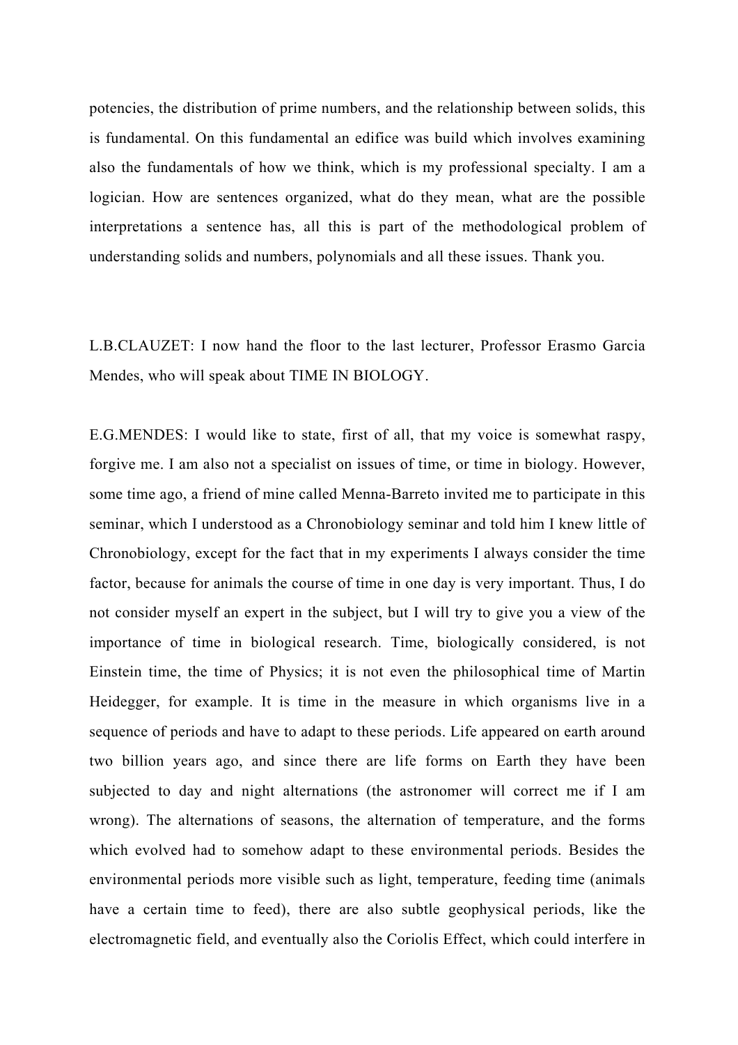potencies, the distribution of prime numbers, and the relationship between solids, this is fundamental. On this fundamental an edifice was build which involves examining also the fundamentals of how we think, which is my professional specialty. I am a logician. How are sentences organized, what do they mean, what are the possible interpretations a sentence has, all this is part of the methodological problem of understanding solids and numbers, polynomials and all these issues. Thank you.

L.B.CLAUZET: I now hand the floor to the last lecturer, Professor Erasmo Garcia Mendes, who will speak about TIME IN BIOLOGY.

E.G.MENDES: I would like to state, first of all, that my voice is somewhat raspy, forgive me. I am also not a specialist on issues of time, or time in biology. However, some time ago, a friend of mine called Menna-Barreto invited me to participate in this seminar, which I understood as a Chronobiology seminar and told him I knew little of Chronobiology, except for the fact that in my experiments I always consider the time factor, because for animals the course of time in one day is very important. Thus, I do not consider myself an expert in the subject, but I will try to give you a view of the importance of time in biological research. Time, biologically considered, is not Einstein time, the time of Physics; it is not even the philosophical time of Martin Heidegger, for example. It is time in the measure in which organisms live in a sequence of periods and have to adapt to these periods. Life appeared on earth around two billion years ago, and since there are life forms on Earth they have been subjected to day and night alternations (the astronomer will correct me if I am wrong). The alternations of seasons, the alternation of temperature, and the forms which evolved had to somehow adapt to these environmental periods. Besides the environmental periods more visible such as light, temperature, feeding time (animals have a certain time to feed), there are also subtle geophysical periods, like the electromagnetic field, and eventually also the Coriolis Effect, which could interfere in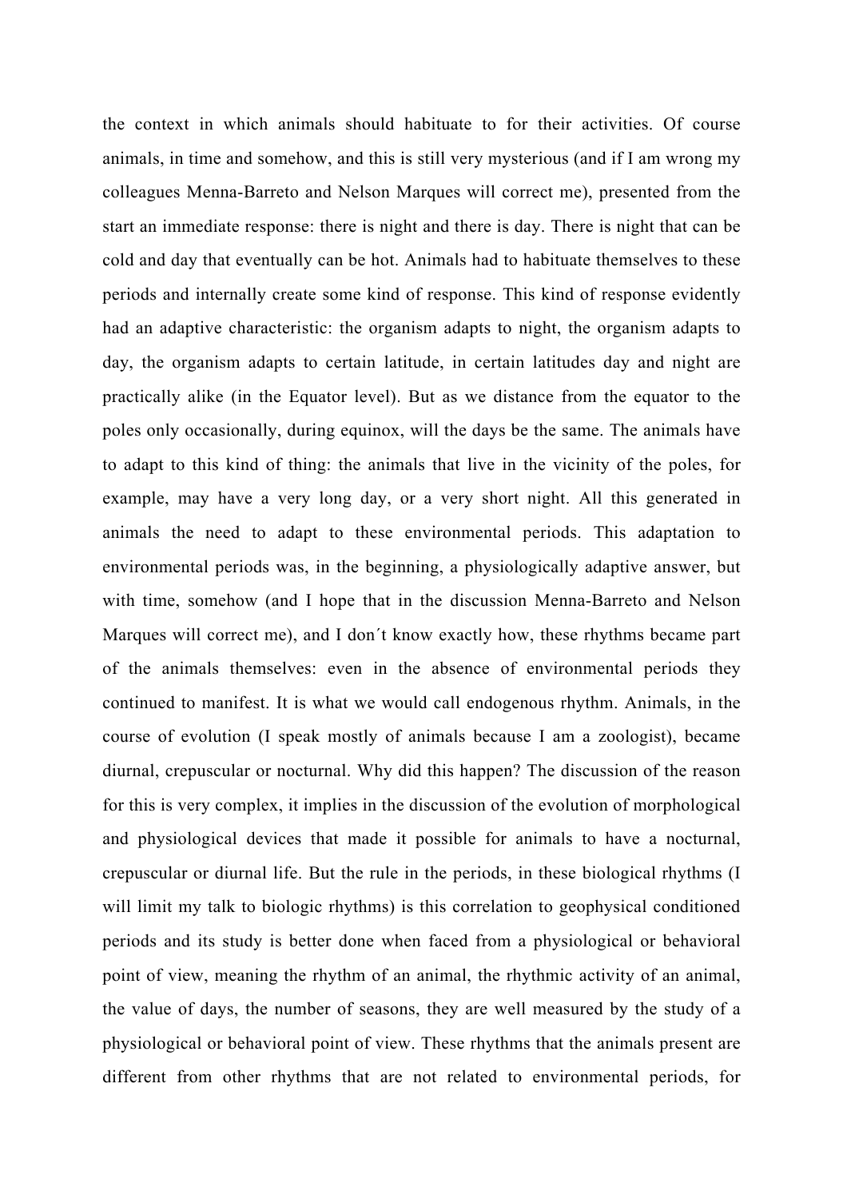the context in which animals should habituate to for their activities. Of course animals, in time and somehow, and this is still very mysterious (and if I am wrong my colleagues Menna-Barreto and Nelson Marques will correct me), presented from the start an immediate response: there is night and there is day. There is night that can be cold and day that eventually can be hot. Animals had to habituate themselves to these periods and internally create some kind of response. This kind of response evidently had an adaptive characteristic: the organism adapts to night, the organism adapts to day, the organism adapts to certain latitude, in certain latitudes day and night are practically alike (in the Equator level). But as we distance from the equator to the poles only occasionally, during equinox, will the days be the same. The animals have to adapt to this kind of thing: the animals that live in the vicinity of the poles, for example, may have a very long day, or a very short night. All this generated in animals the need to adapt to these environmental periods. This adaptation to environmental periods was, in the beginning, a physiologically adaptive answer, but with time, somehow (and I hope that in the discussion Menna-Barreto and Nelson Marques will correct me), and I don´t know exactly how, these rhythms became part of the animals themselves: even in the absence of environmental periods they continued to manifest. It is what we would call endogenous rhythm. Animals, in the course of evolution (I speak mostly of animals because I am a zoologist), became diurnal, crepuscular or nocturnal. Why did this happen? The discussion of the reason for this is very complex, it implies in the discussion of the evolution of morphological and physiological devices that made it possible for animals to have a nocturnal, crepuscular or diurnal life. But the rule in the periods, in these biological rhythms (I will limit my talk to biologic rhythms) is this correlation to geophysical conditioned periods and its study is better done when faced from a physiological or behavioral point of view, meaning the rhythm of an animal, the rhythmic activity of an animal, the value of days, the number of seasons, they are well measured by the study of a physiological or behavioral point of view. These rhythms that the animals present are different from other rhythms that are not related to environmental periods, for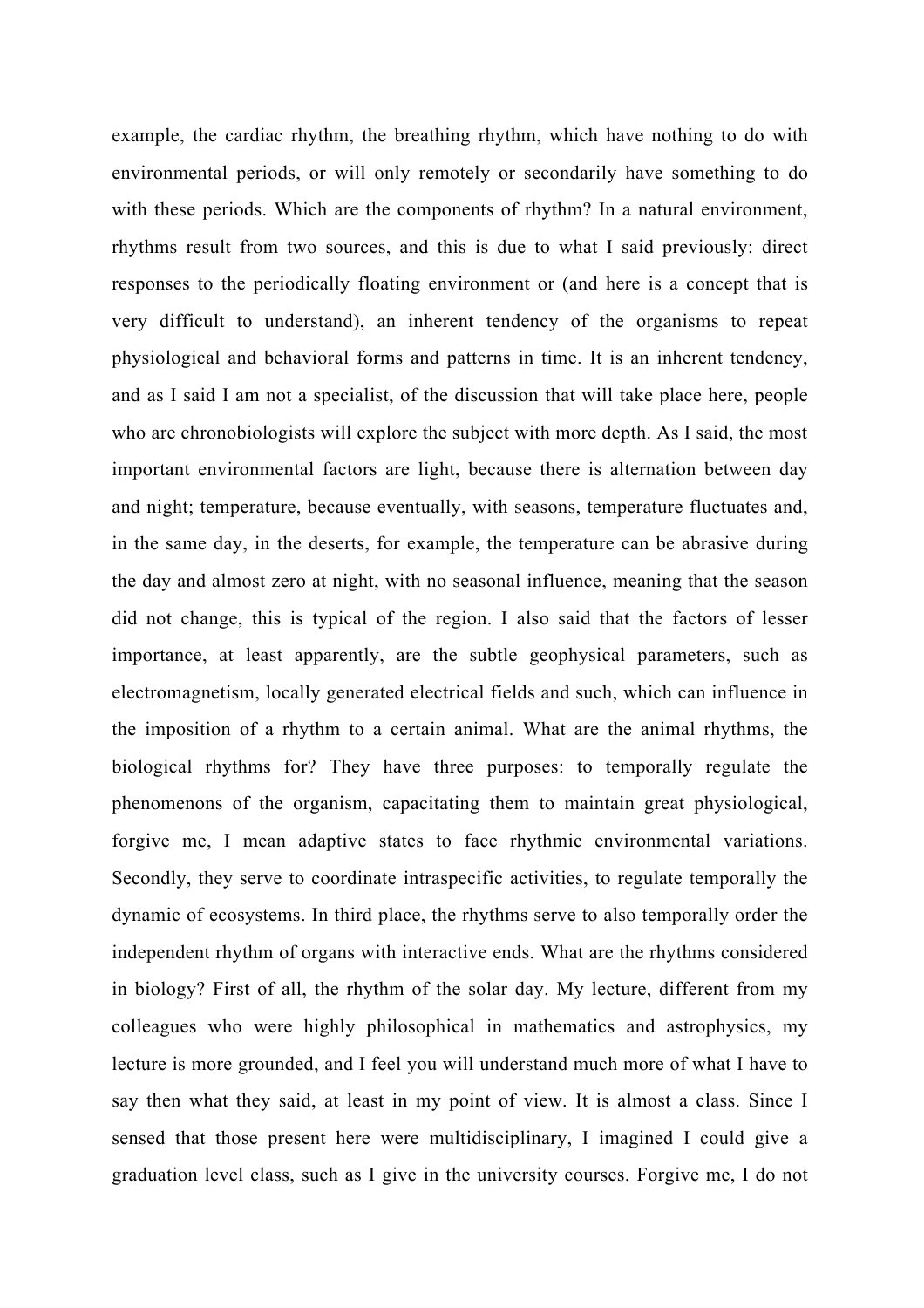example, the cardiac rhythm, the breathing rhythm, which have nothing to do with environmental periods, or will only remotely or secondarily have something to do with these periods. Which are the components of rhythm? In a natural environment, rhythms result from two sources, and this is due to what I said previously: direct responses to the periodically floating environment or (and here is a concept that is very difficult to understand), an inherent tendency of the organisms to repeat physiological and behavioral forms and patterns in time. It is an inherent tendency, and as I said I am not a specialist, of the discussion that will take place here, people who are chronobiologists will explore the subject with more depth. As I said, the most important environmental factors are light, because there is alternation between day and night; temperature, because eventually, with seasons, temperature fluctuates and, in the same day, in the deserts, for example, the temperature can be abrasive during the day and almost zero at night, with no seasonal influence, meaning that the season did not change, this is typical of the region. I also said that the factors of lesser importance, at least apparently, are the subtle geophysical parameters, such as electromagnetism, locally generated electrical fields and such, which can influence in the imposition of a rhythm to a certain animal. What are the animal rhythms, the biological rhythms for? They have three purposes: to temporally regulate the phenomenons of the organism, capacitating them to maintain great physiological, forgive me, I mean adaptive states to face rhythmic environmental variations. Secondly, they serve to coordinate intraspecific activities, to regulate temporally the dynamic of ecosystems. In third place, the rhythms serve to also temporally order the independent rhythm of organs with interactive ends. What are the rhythms considered in biology? First of all, the rhythm of the solar day. My lecture, different from my colleagues who were highly philosophical in mathematics and astrophysics, my lecture is more grounded, and I feel you will understand much more of what I have to say then what they said, at least in my point of view. It is almost a class. Since I sensed that those present here were multidisciplinary, I imagined I could give a graduation level class, such as I give in the university courses. Forgive me, I do not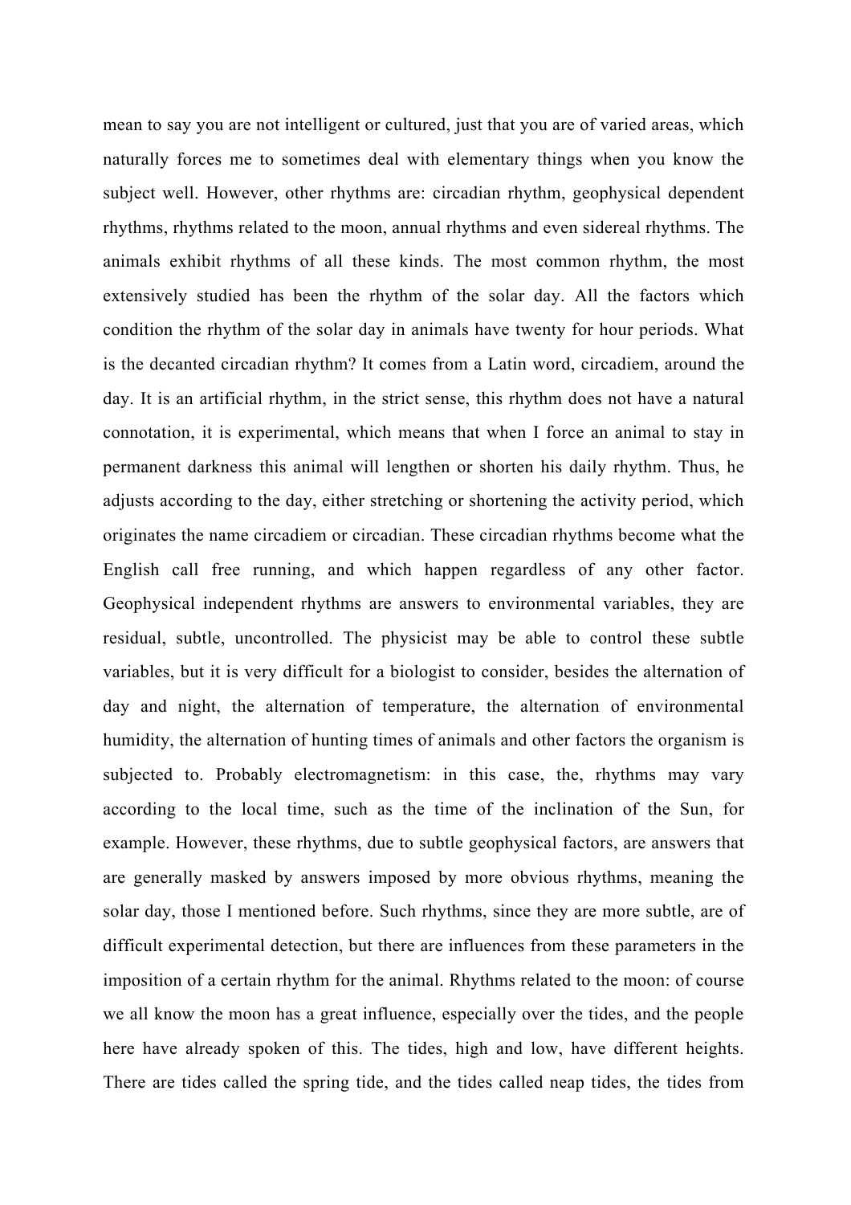mean to say you are not intelligent or cultured, just that you are of varied areas, which naturally forces me to sometimes deal with elementary things when you know the subject well. However, other rhythms are: circadian rhythm, geophysical dependent rhythms, rhythms related to the moon, annual rhythms and even sidereal rhythms. The animals exhibit rhythms of all these kinds. The most common rhythm, the most extensively studied has been the rhythm of the solar day. All the factors which condition the rhythm of the solar day in animals have twenty for hour periods. What is the decanted circadian rhythm? It comes from a Latin word, circadiem, around the day. It is an artificial rhythm, in the strict sense, this rhythm does not have a natural connotation, it is experimental, which means that when I force an animal to stay in permanent darkness this animal will lengthen or shorten his daily rhythm. Thus, he adjusts according to the day, either stretching or shortening the activity period, which originates the name circadiem or circadian. These circadian rhythms become what the English call free running, and which happen regardless of any other factor. Geophysical independent rhythms are answers to environmental variables, they are residual, subtle, uncontrolled. The physicist may be able to control these subtle variables, but it is very difficult for a biologist to consider, besides the alternation of day and night, the alternation of temperature, the alternation of environmental humidity, the alternation of hunting times of animals and other factors the organism is subjected to. Probably electromagnetism: in this case, the, rhythms may vary according to the local time, such as the time of the inclination of the Sun, for example. However, these rhythms, due to subtle geophysical factors, are answers that are generally masked by answers imposed by more obvious rhythms, meaning the solar day, those I mentioned before. Such rhythms, since they are more subtle, are of difficult experimental detection, but there are influences from these parameters in the imposition of a certain rhythm for the animal. Rhythms related to the moon: of course we all know the moon has a great influence, especially over the tides, and the people here have already spoken of this. The tides, high and low, have different heights. There are tides called the spring tide, and the tides called neap tides, the tides from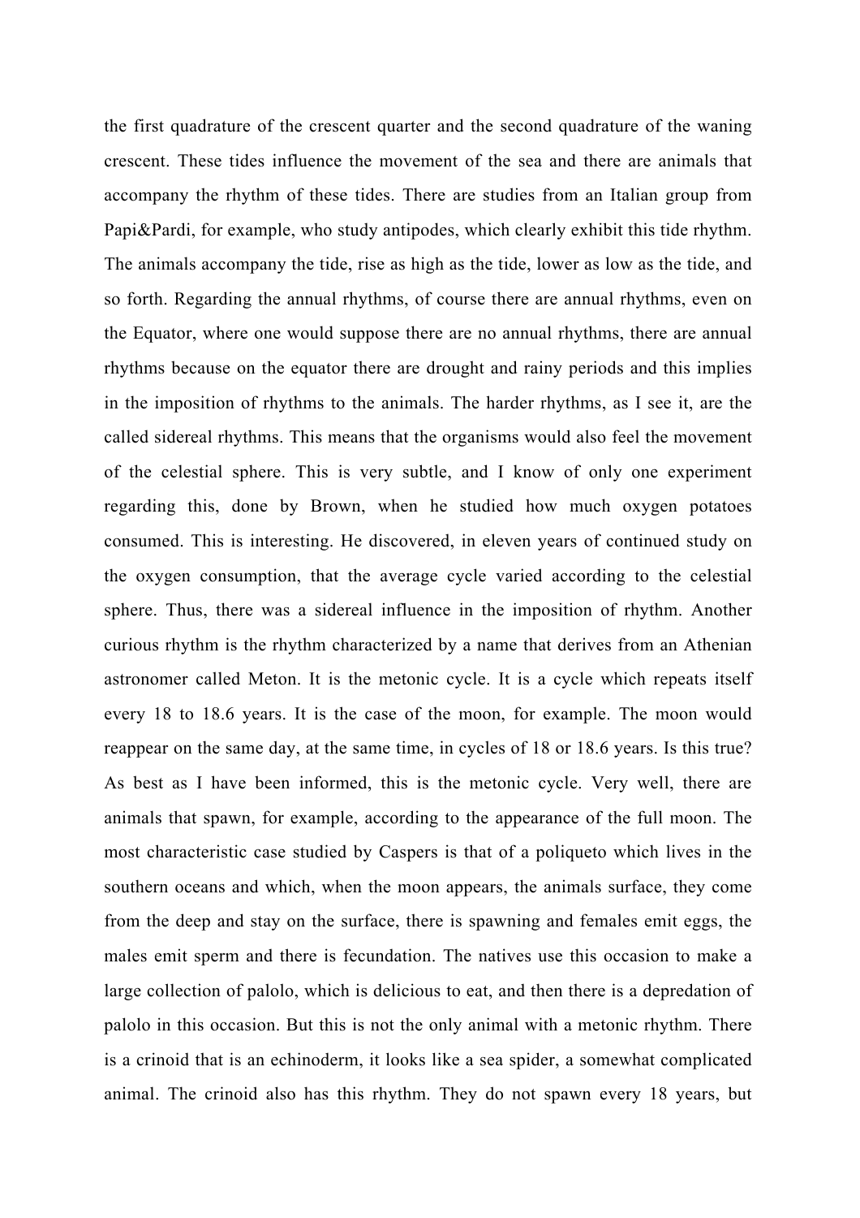the first quadrature of the crescent quarter and the second quadrature of the waning crescent. These tides influence the movement of the sea and there are animals that accompany the rhythm of these tides. There are studies from an Italian group from Papi&Pardi, for example, who study antipodes, which clearly exhibit this tide rhythm. The animals accompany the tide, rise as high as the tide, lower as low as the tide, and so forth. Regarding the annual rhythms, of course there are annual rhythms, even on the Equator, where one would suppose there are no annual rhythms, there are annual rhythms because on the equator there are drought and rainy periods and this implies in the imposition of rhythms to the animals. The harder rhythms, as I see it, are the called sidereal rhythms. This means that the organisms would also feel the movement of the celestial sphere. This is very subtle, and I know of only one experiment regarding this, done by Brown, when he studied how much oxygen potatoes consumed. This is interesting. He discovered, in eleven years of continued study on the oxygen consumption, that the average cycle varied according to the celestial sphere. Thus, there was a sidereal influence in the imposition of rhythm. Another curious rhythm is the rhythm characterized by a name that derives from an Athenian astronomer called Meton. It is the metonic cycle. It is a cycle which repeats itself every 18 to 18.6 years. It is the case of the moon, for example. The moon would reappear on the same day, at the same time, in cycles of 18 or 18.6 years. Is this true? As best as I have been informed, this is the metonic cycle. Very well, there are animals that spawn, for example, according to the appearance of the full moon. The most characteristic case studied by Caspers is that of a poliqueto which lives in the southern oceans and which, when the moon appears, the animals surface, they come from the deep and stay on the surface, there is spawning and females emit eggs, the males emit sperm and there is fecundation. The natives use this occasion to make a large collection of palolo, which is delicious to eat, and then there is a depredation of palolo in this occasion. But this is not the only animal with a metonic rhythm. There is a crinoid that is an echinoderm, it looks like a sea spider, a somewhat complicated animal. The crinoid also has this rhythm. They do not spawn every 18 years, but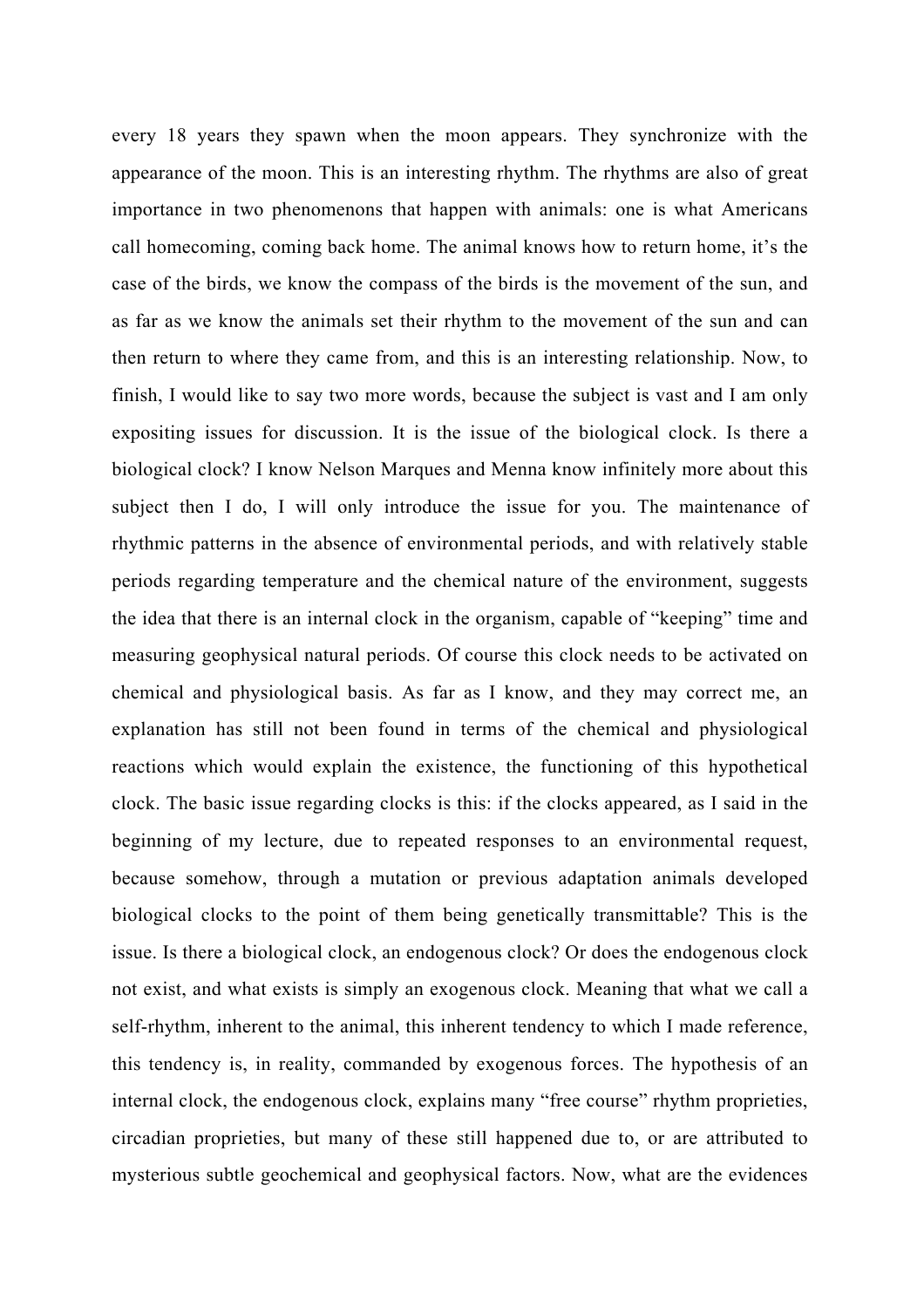every 18 years they spawn when the moon appears. They synchronize with the appearance of the moon. This is an interesting rhythm. The rhythms are also of great importance in two phenomenons that happen with animals: one is what Americans call homecoming, coming back home. The animal knows how to return home, it's the case of the birds, we know the compass of the birds is the movement of the sun, and as far as we know the animals set their rhythm to the movement of the sun and can then return to where they came from, and this is an interesting relationship. Now, to finish, I would like to say two more words, because the subject is vast and I am only expositing issues for discussion. It is the issue of the biological clock. Is there a biological clock? I know Nelson Marques and Menna know infinitely more about this subject then I do, I will only introduce the issue for you. The maintenance of rhythmic patterns in the absence of environmental periods, and with relatively stable periods regarding temperature and the chemical nature of the environment, suggests the idea that there is an internal clock in the organism, capable of "keeping" time and measuring geophysical natural periods. Of course this clock needs to be activated on chemical and physiological basis. As far as I know, and they may correct me, an explanation has still not been found in terms of the chemical and physiological reactions which would explain the existence, the functioning of this hypothetical clock. The basic issue regarding clocks is this: if the clocks appeared, as I said in the beginning of my lecture, due to repeated responses to an environmental request, because somehow, through a mutation or previous adaptation animals developed biological clocks to the point of them being genetically transmittable? This is the issue. Is there a biological clock, an endogenous clock? Or does the endogenous clock not exist, and what exists is simply an exogenous clock. Meaning that what we call a self-rhythm, inherent to the animal, this inherent tendency to which I made reference, this tendency is, in reality, commanded by exogenous forces. The hypothesis of an internal clock, the endogenous clock, explains many "free course" rhythm proprieties, circadian proprieties, but many of these still happened due to, or are attributed to mysterious subtle geochemical and geophysical factors. Now, what are the evidences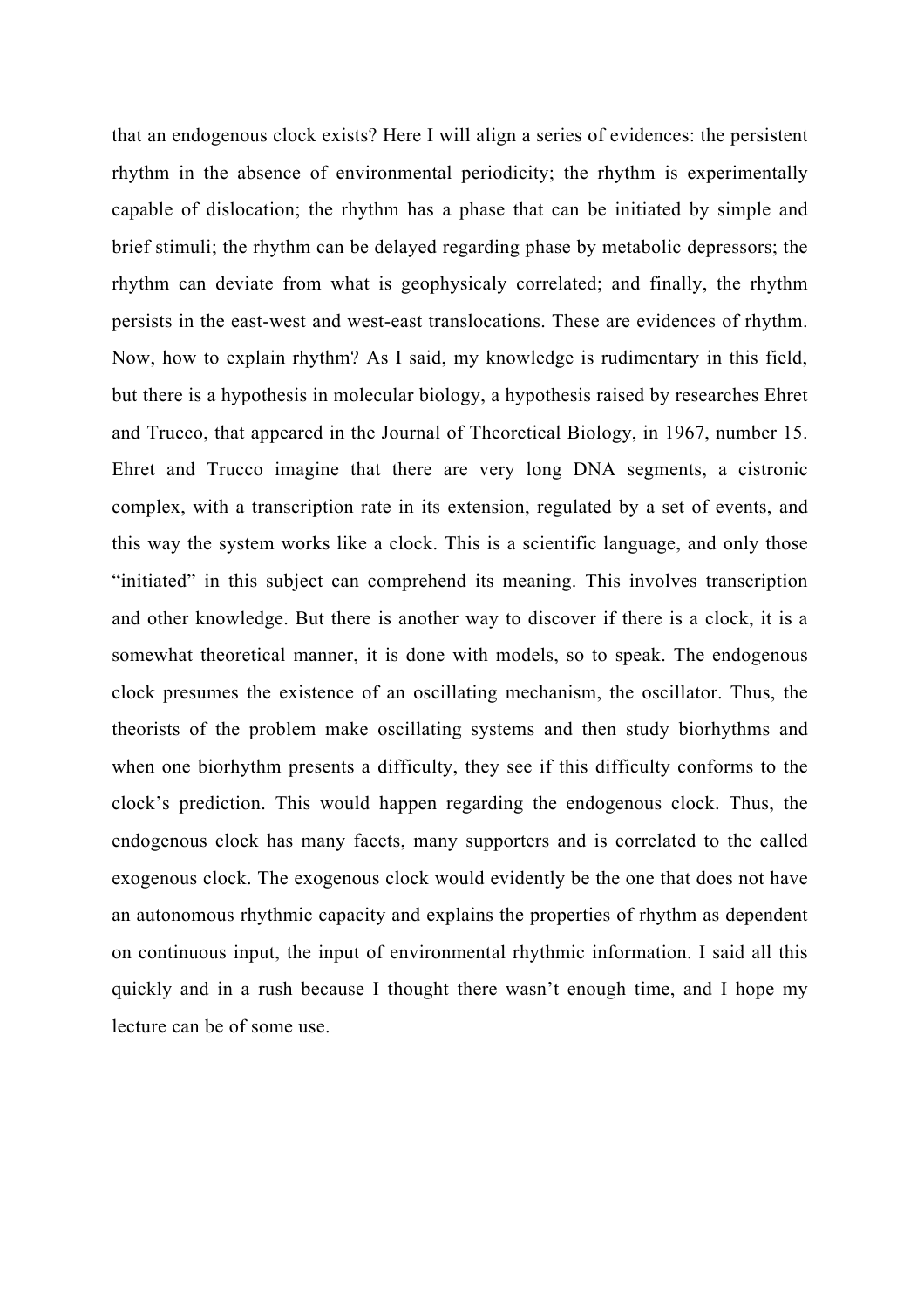that an endogenous clock exists? Here I will align a series of evidences: the persistent rhythm in the absence of environmental periodicity; the rhythm is experimentally capable of dislocation; the rhythm has a phase that can be initiated by simple and brief stimuli; the rhythm can be delayed regarding phase by metabolic depressors; the rhythm can deviate from what is geophysicaly correlated; and finally, the rhythm persists in the east-west and west-east translocations. These are evidences of rhythm. Now, how to explain rhythm? As I said, my knowledge is rudimentary in this field, but there is a hypothesis in molecular biology, a hypothesis raised by researches Ehret and Trucco, that appeared in the Journal of Theoretical Biology, in 1967, number 15. Ehret and Trucco imagine that there are very long DNA segments, a cistronic complex, with a transcription rate in its extension, regulated by a set of events, and this way the system works like a clock. This is a scientific language, and only those "initiated" in this subject can comprehend its meaning. This involves transcription and other knowledge. But there is another way to discover if there is a clock, it is a somewhat theoretical manner, it is done with models, so to speak. The endogenous clock presumes the existence of an oscillating mechanism, the oscillator. Thus, the theorists of the problem make oscillating systems and then study biorhythms and when one biorhythm presents a difficulty, they see if this difficulty conforms to the clock's prediction. This would happen regarding the endogenous clock. Thus, the endogenous clock has many facets, many supporters and is correlated to the called exogenous clock. The exogenous clock would evidently be the one that does not have an autonomous rhythmic capacity and explains the properties of rhythm as dependent on continuous input, the input of environmental rhythmic information. I said all this quickly and in a rush because I thought there wasn't enough time, and I hope my lecture can be of some use.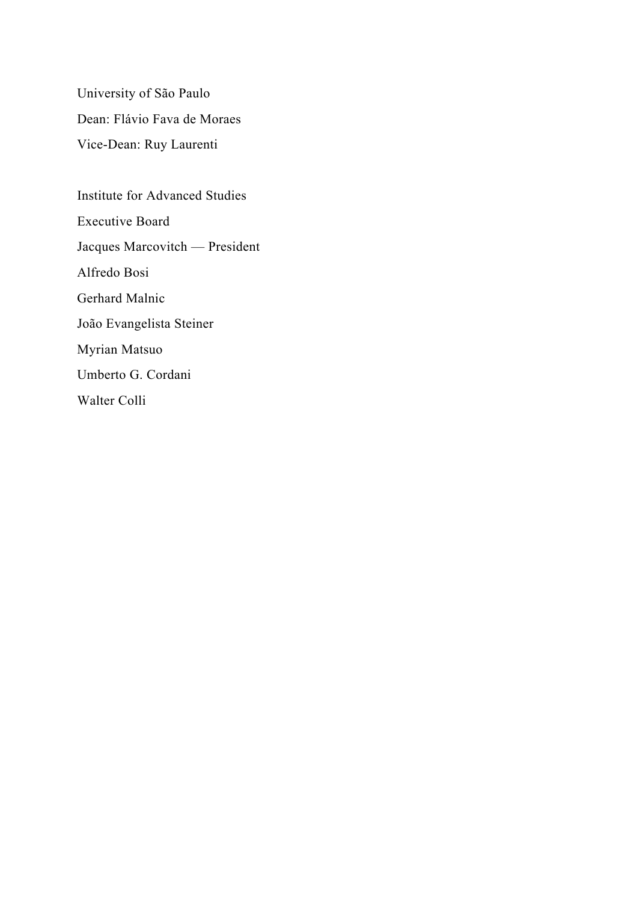University of São Paulo

Dean: Flávio Fava de Moraes

Vice-Dean: Ruy Laurenti

Institute for Advanced Studies

Executive Board

Jacques Marcovitch — President

Alfredo Bosi

Gerhard Malnic

João Evangelista Steiner

Myrian Matsuo

Umberto G. Cordani

Walter Colli